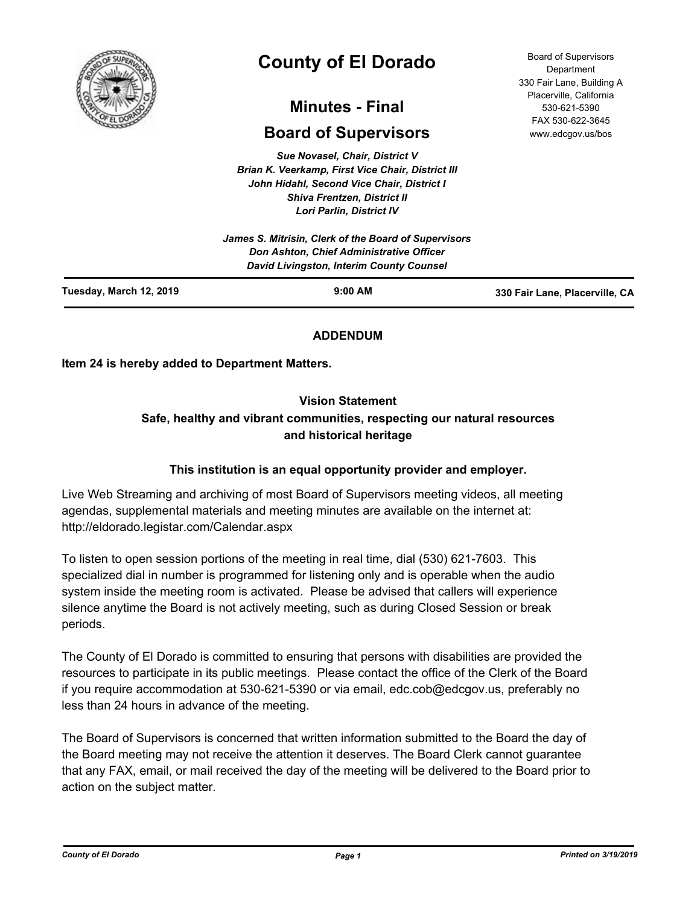# County of El Dorado

## Minutes - Final

## Board of Supervisors

Board of Supervisors Department
330 Fair Lane, Building A
Placerville, California
530-621-5390
FAX 530-622-3645
www.edcgov.us/bos

*Sue Novasel, Chair, District V*
*Brian K. Veerkamp, First Vice Chair, District III*
*John Hidahl, Second Vice Chair, District I*
*Shiva Frentzen, District II*
*Lori Parlin, District IV*

*James S. Mitrisin, Clerk of the Board of Supervisors*
*Don Ashton, Chief Administrative Officer*
*David Livingston, Interim County Counsel*

**Tuesday, March 12, 2019** | **9:00 AM** | **330 Fair Lane, Placerville, CA**

**ADDENDUM**

**Item 24 is hereby added to Department Matters.**

**Vision Statement**
**Safe, healthy and vibrant communities, respecting our natural resources and historical heritage**

**This institution is an equal opportunity provider and employer.**

Live Web Streaming and archiving of most Board of Supervisors meeting videos, all meeting agendas, supplemental materials and meeting minutes are available on the internet at: http://eldorado.legistar.com/Calendar.aspx

To listen to open session portions of the meeting in real time, dial (530) 621-7603. This specialized dial in number is programmed for listening only and is operable when the audio system inside the meeting room is activated. Please be advised that callers will experience silence anytime the Board is not actively meeting, such as during Closed Session or break periods.

The County of El Dorado is committed to ensuring that persons with disabilities are provided the resources to participate in its public meetings. Please contact the office of the Clerk of the Board if you require accommodation at 530-621-5390 or via email, edc.cob@edcgov.us, preferably no less than 24 hours in advance of the meeting.

The Board of Supervisors is concerned that written information submitted to the Board the day of the Board meeting may not receive the attention it deserves. The Board Clerk cannot guarantee that any FAX, email, or mail received the day of the meeting will be delivered to the Board prior to action on the subject matter.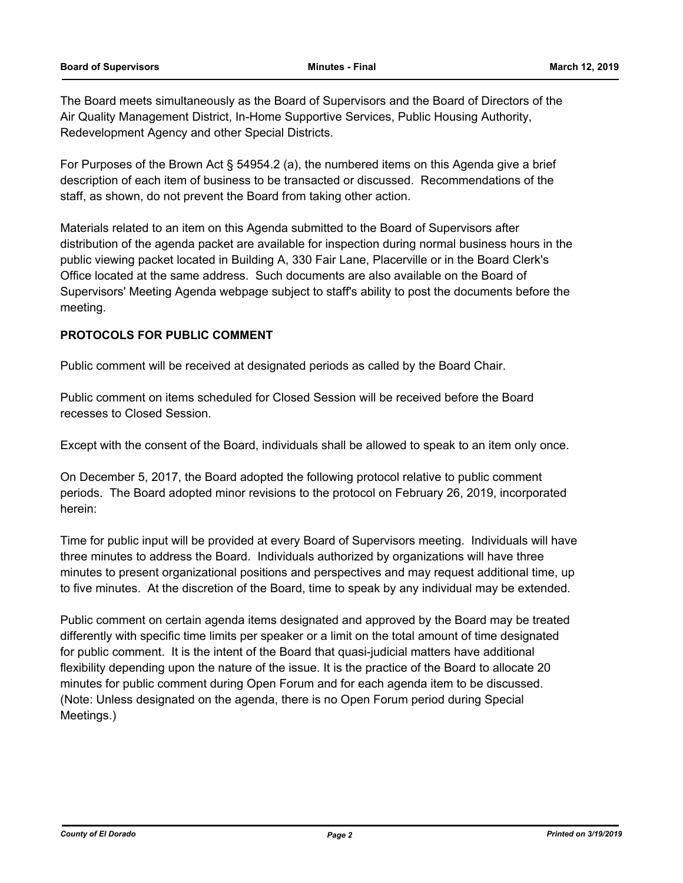The Board meets simultaneously as the Board of Supervisors and the Board of Directors of the Air Quality Management District, In-Home Supportive Services, Public Housing Authority, Redevelopment Agency and other Special Districts.

For Purposes of the Brown Act § 54954.2 (a), the numbered items on this Agenda give a brief description of each item of business to be transacted or discussed. Recommendations of the staff, as shown, do not prevent the Board from taking other action.

Materials related to an item on this Agenda submitted to the Board of Supervisors after distribution of the agenda packet are available for inspection during normal business hours in the public viewing packet located in Building A, 330 Fair Lane, Placerville or in the Board Clerk's Office located at the same address. Such documents are also available on the Board of Supervisors' Meeting Agenda webpage subject to staff's ability to post the documents before the meeting.

**PROTOCOLS FOR PUBLIC COMMENT**

Public comment will be received at designated periods as called by the Board Chair.

Public comment on items scheduled for Closed Session will be received before the Board recesses to Closed Session.

Except with the consent of the Board, individuals shall be allowed to speak to an item only once.

On December 5, 2017, the Board adopted the following protocol relative to public comment periods. The Board adopted minor revisions to the protocol on February 26, 2019, incorporated herein:

Time for public input will be provided at every Board of Supervisors meeting. Individuals will have three minutes to address the Board. Individuals authorized by organizations will have three minutes to present organizational positions and perspectives and may request additional time, up to five minutes. At the discretion of the Board, time to speak by any individual may be extended.

Public comment on certain agenda items designated and approved by the Board may be treated differently with specific time limits per speaker or a limit on the total amount of time designated for public comment. It is the intent of the Board that quasi-judicial matters have additional flexibility depending upon the nature of the issue. It is the practice of the Board to allocate 20 minutes for public comment during Open Forum and for each agenda item to be discussed. (Note: Unless designated on the agenda, there is no Open Forum period during Special Meetings.)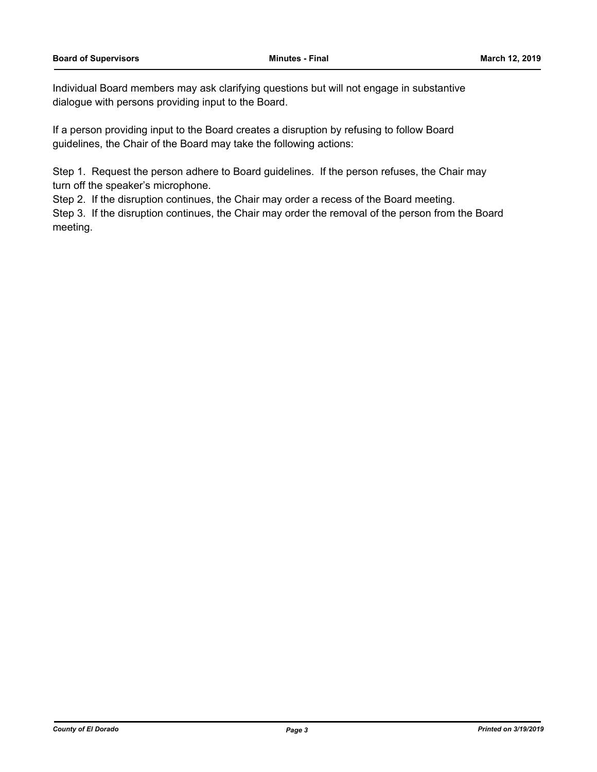Individual Board members may ask clarifying questions but will not engage in substantive dialogue with persons providing input to the Board.

If a person providing input to the Board creates a disruption by refusing to follow Board guidelines, the Chair of the Board may take the following actions:

Step 1. Request the person adhere to Board guidelines. If the person refuses, the Chair may turn off the speaker's microphone.
Step 2. If the disruption continues, the Chair may order a recess of the Board meeting.
Step 3. If the disruption continues, the Chair may order the removal of the person from the Board meeting.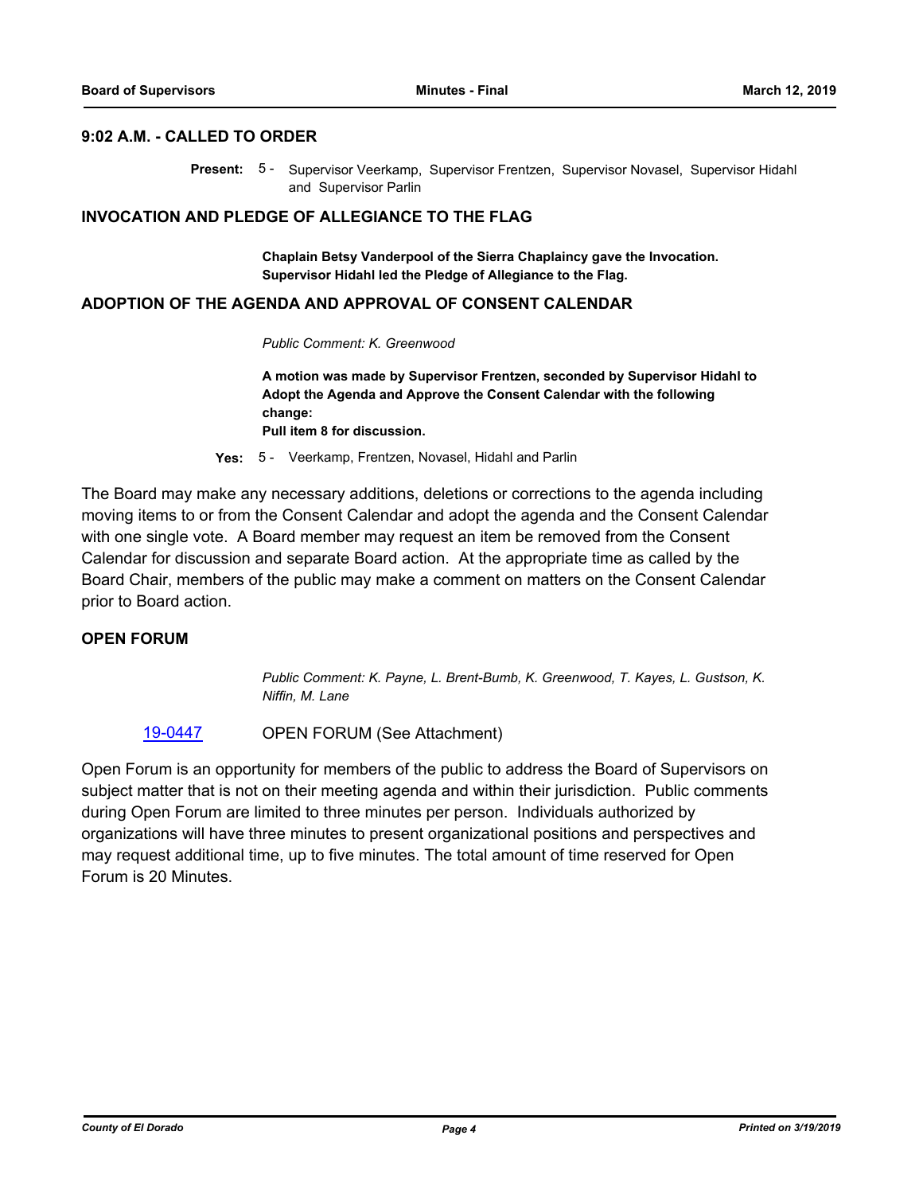## 9:02 A.M. - CALLED TO ORDER

**Present:** 5 - Supervisor Veerkamp, Supervisor Frentzen, Supervisor Novasel, Supervisor Hidahl and Supervisor Parlin

## INVOCATION AND PLEDGE OF ALLEGIANCE TO THE FLAG

**Chaplain Betsy Vanderpool of the Sierra Chaplaincy gave the Invocation. Supervisor Hidahl led the Pledge of Allegiance to the Flag.**

## ADOPTION OF THE AGENDA AND APPROVAL OF CONSENT CALENDAR

*Public Comment: K. Greenwood*

**A motion was made by Supervisor Frentzen, seconded by Supervisor Hidahl to Adopt the Agenda and Approve the Consent Calendar with the following change:**
**Pull item 8 for discussion.**

**Yes:** 5 - Veerkamp, Frentzen, Novasel, Hidahl and Parlin

The Board may make any necessary additions, deletions or corrections to the agenda including moving items to or from the Consent Calendar and adopt the agenda and the Consent Calendar with one single vote. A Board member may request an item be removed from the Consent Calendar for discussion and separate Board action. At the appropriate time as called by the Board Chair, members of the public may make a comment on matters on the Consent Calendar prior to Board action.

## OPEN FORUM

*Public Comment: K. Payne, L. Brent-Bumb, K. Greenwood, T. Kayes, L. Gustson, K. Niffin, M. Lane*

19-0447 OPEN FORUM (See Attachment)

Open Forum is an opportunity for members of the public to address the Board of Supervisors on subject matter that is not on their meeting agenda and within their jurisdiction. Public comments during Open Forum are limited to three minutes per person. Individuals authorized by organizations will have three minutes to present organizational positions and perspectives and may request additional time, up to five minutes. The total amount of time reserved for Open Forum is 20 Minutes.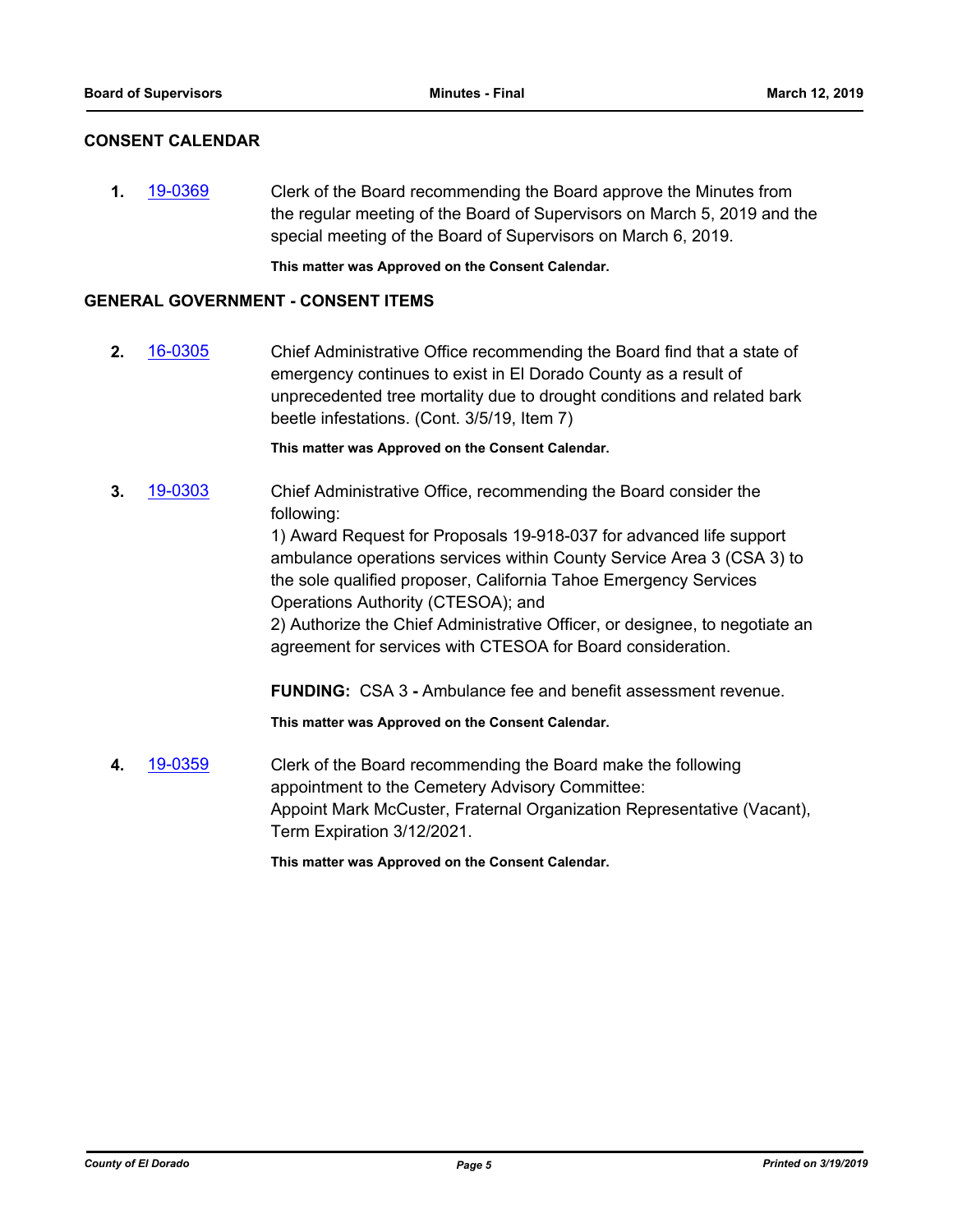## CONSENT CALENDAR

**1.** 19-0369 Clerk of the Board recommending the Board approve the Minutes from the regular meeting of the Board of Supervisors on March 5, 2019 and the special meeting of the Board of Supervisors on March 6, 2019.

**This matter was Approved on the Consent Calendar.**

## GENERAL GOVERNMENT - CONSENT ITEMS

**2.** 16-0305 Chief Administrative Office recommending the Board find that a state of emergency continues to exist in El Dorado County as a result of unprecedented tree mortality due to drought conditions and related bark beetle infestations. (Cont. 3/5/19, Item 7)

**This matter was Approved on the Consent Calendar.**

**3.** 19-0303 Chief Administrative Office, recommending the Board consider the following:

1) Award Request for Proposals 19-918-037 for advanced life support ambulance operations services within County Service Area 3 (CSA 3) to the sole qualified proposer, California Tahoe Emergency Services Operations Authority (CTESOA); and

2) Authorize the Chief Administrative Officer, or designee, to negotiate an agreement for services with CTESOA for Board consideration.

**FUNDING:** CSA 3 **-** Ambulance fee and benefit assessment revenue.

**This matter was Approved on the Consent Calendar.**

**4.** 19-0359 Clerk of the Board recommending the Board make the following appointment to the Cemetery Advisory Committee:
Appoint Mark McCuster, Fraternal Organization Representative (Vacant), Term Expiration 3/12/2021.

**This matter was Approved on the Consent Calendar.**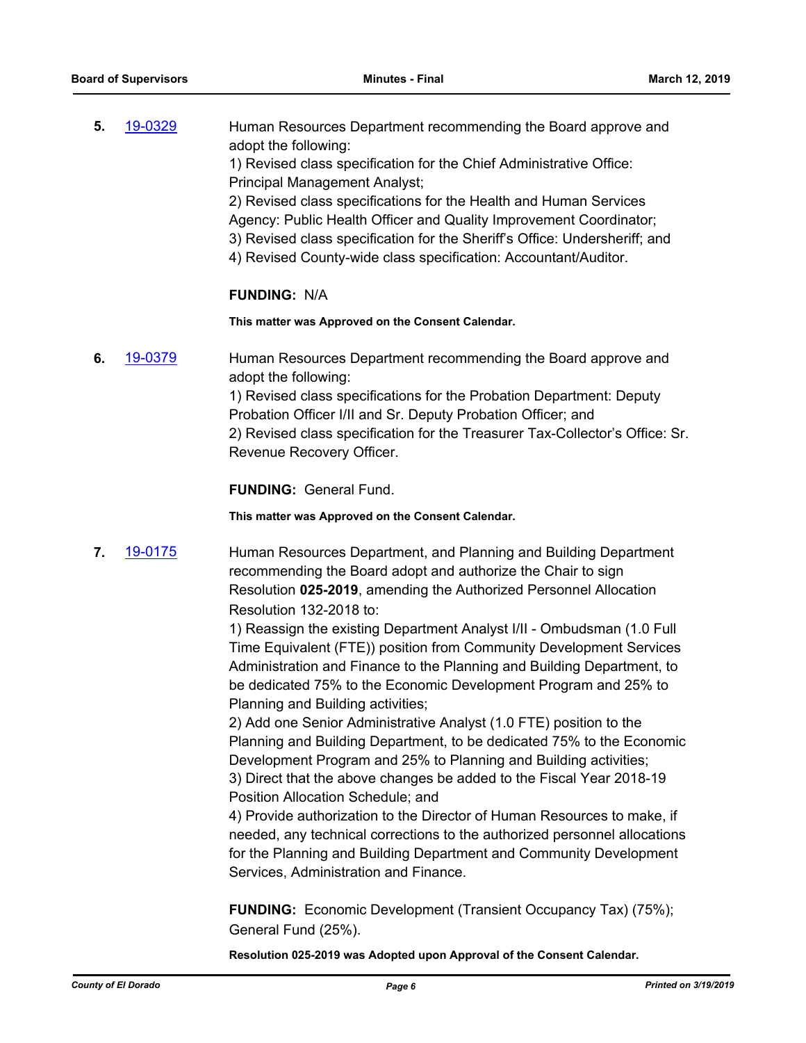**5.** 19-0329

Human Resources Department recommending the Board approve and adopt the following:
1) Revised class specification for the Chief Administrative Office: Principal Management Analyst;
2) Revised class specifications for the Health and Human Services Agency: Public Health Officer and Quality Improvement Coordinator;
3) Revised class specification for the Sheriff's Office: Undersheriff; and
4) Revised County-wide class specification: Accountant/Auditor.

**FUNDING:** N/A

**This matter was Approved on the Consent Calendar.**

**6.** 19-0379

Human Resources Department recommending the Board approve and adopt the following:
1) Revised class specifications for the Probation Department: Deputy Probation Officer I/II and Sr. Deputy Probation Officer; and
2) Revised class specification for the Treasurer Tax-Collector's Office: Sr. Revenue Recovery Officer.

**FUNDING:** General Fund.

**This matter was Approved on the Consent Calendar.**

**7.** 19-0175

Human Resources Department, and Planning and Building Department recommending the Board adopt and authorize the Chair to sign Resolution **025-2019**, amending the Authorized Personnel Allocation Resolution 132-2018 to:
1) Reassign the existing Department Analyst I/II - Ombudsman (1.0 Full Time Equivalent (FTE)) position from Community Development Services Administration and Finance to the Planning and Building Department, to be dedicated 75% to the Economic Development Program and 25% to Planning and Building activities;
2) Add one Senior Administrative Analyst (1.0 FTE) position to the Planning and Building Department, to be dedicated 75% to the Economic Development Program and 25% to Planning and Building activities;
3) Direct that the above changes be added to the Fiscal Year 2018-19 Position Allocation Schedule; and
4) Provide authorization to the Director of Human Resources to make, if needed, any technical corrections to the authorized personnel allocations for the Planning and Building Department and Community Development Services, Administration and Finance.

**FUNDING:** Economic Development (Transient Occupancy Tax) (75%); General Fund (25%).

**Resolution 025-2019 was Adopted upon Approval of the Consent Calendar.**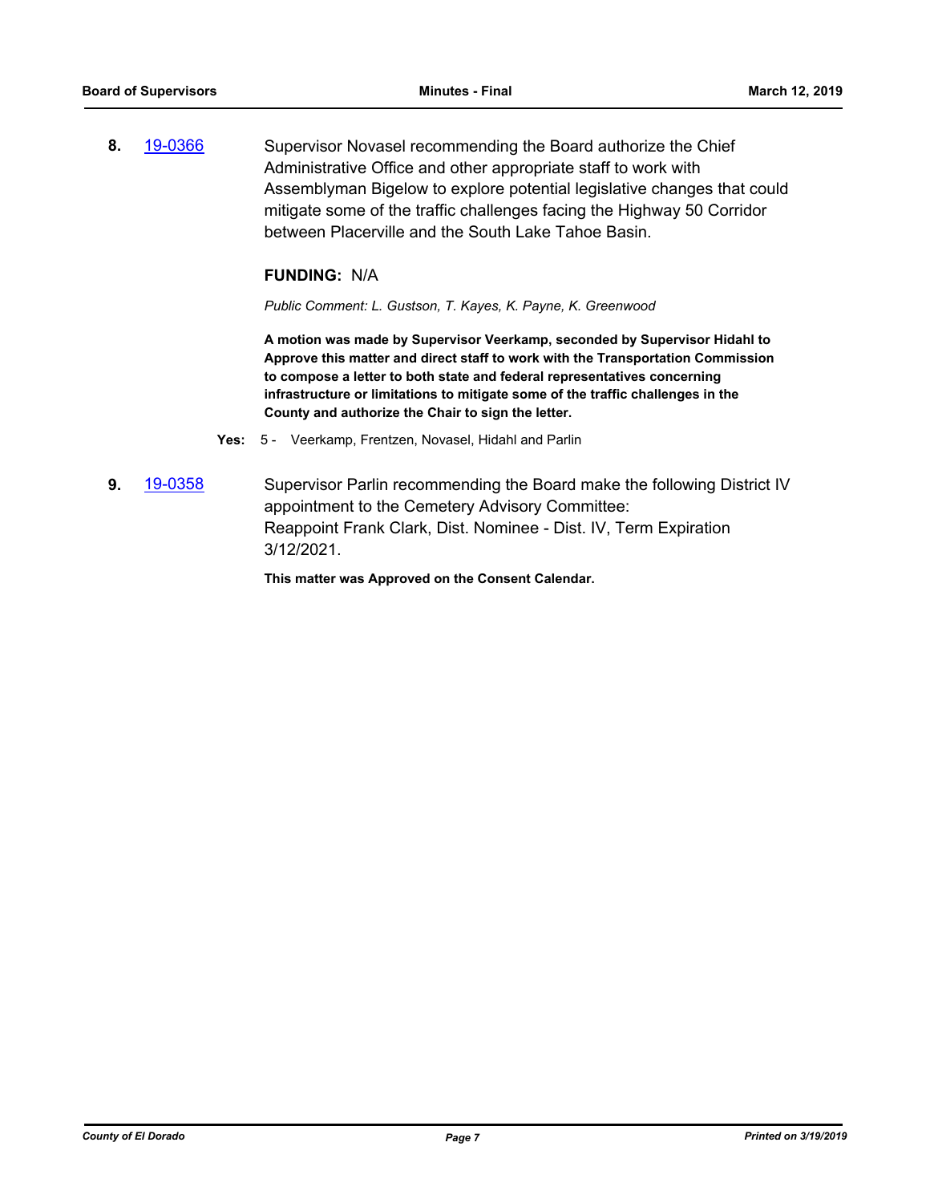**8.** 19-0366 Supervisor Novasel recommending the Board authorize the Chief Administrative Office and other appropriate staff to work with Assemblyman Bigelow to explore potential legislative changes that could mitigate some of the traffic challenges facing the Highway 50 Corridor between Placerville and the South Lake Tahoe Basin.

**FUNDING:** N/A

*Public Comment: L. Gustson, T. Kayes, K. Payne, K. Greenwood*

**A motion was made by Supervisor Veerkamp, seconded by Supervisor Hidahl to Approve this matter and direct staff to work with the Transportation Commission to compose a letter to both state and federal representatives concerning infrastructure or limitations to mitigate some of the traffic challenges in the County and authorize the Chair to sign the letter.**

**Yes:** 5 - Veerkamp, Frentzen, Novasel, Hidahl and Parlin

**9.** 19-0358 Supervisor Parlin recommending the Board make the following District IV appointment to the Cemetery Advisory Committee:
Reappoint Frank Clark, Dist. Nominee - Dist. IV, Term Expiration 3/12/2021.

**This matter was Approved on the Consent Calendar.**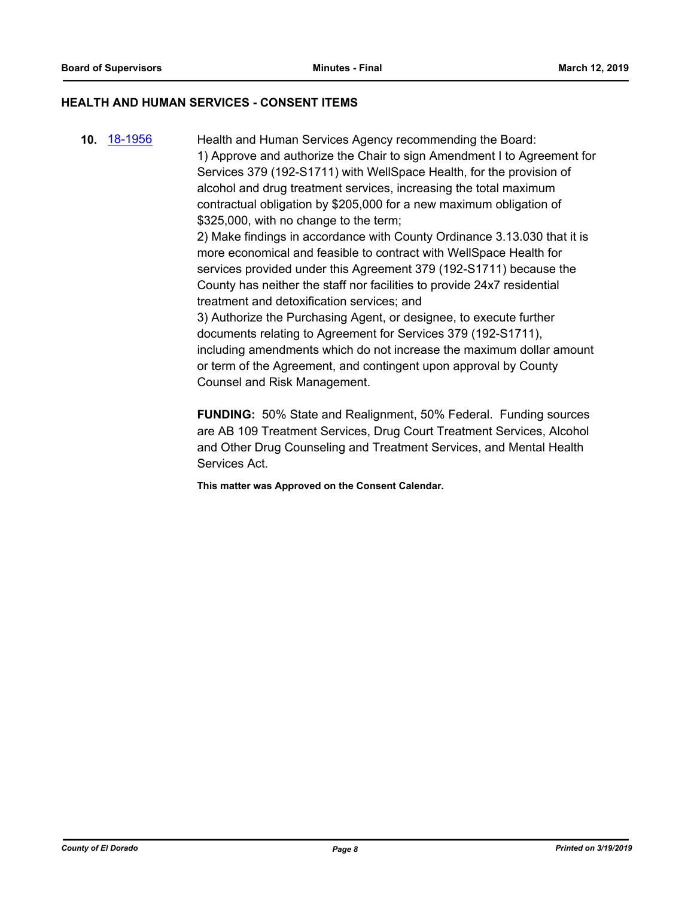## HEALTH AND HUMAN SERVICES - CONSENT ITEMS

**10.** 18-1956

Health and Human Services Agency recommending the Board:
1) Approve and authorize the Chair to sign Amendment I to Agreement for Services 379 (192-S1711) with WellSpace Health, for the provision of alcohol and drug treatment services, increasing the total maximum contractual obligation by $205,000 for a new maximum obligation of $325,000, with no change to the term;
2) Make findings in accordance with County Ordinance 3.13.030 that it is more economical and feasible to contract with WellSpace Health for services provided under this Agreement 379 (192-S1711) because the County has neither the staff nor facilities to provide 24x7 residential treatment and detoxification services; and
3) Authorize the Purchasing Agent, or designee, to execute further documents relating to Agreement for Services 379 (192-S1711), including amendments which do not increase the maximum dollar amount or term of the Agreement, and contingent upon approval by County Counsel and Risk Management.

**FUNDING:** 50% State and Realignment, 50% Federal. Funding sources are AB 109 Treatment Services, Drug Court Treatment Services, Alcohol and Other Drug Counseling and Treatment Services, and Mental Health Services Act.

**This matter was Approved on the Consent Calendar.**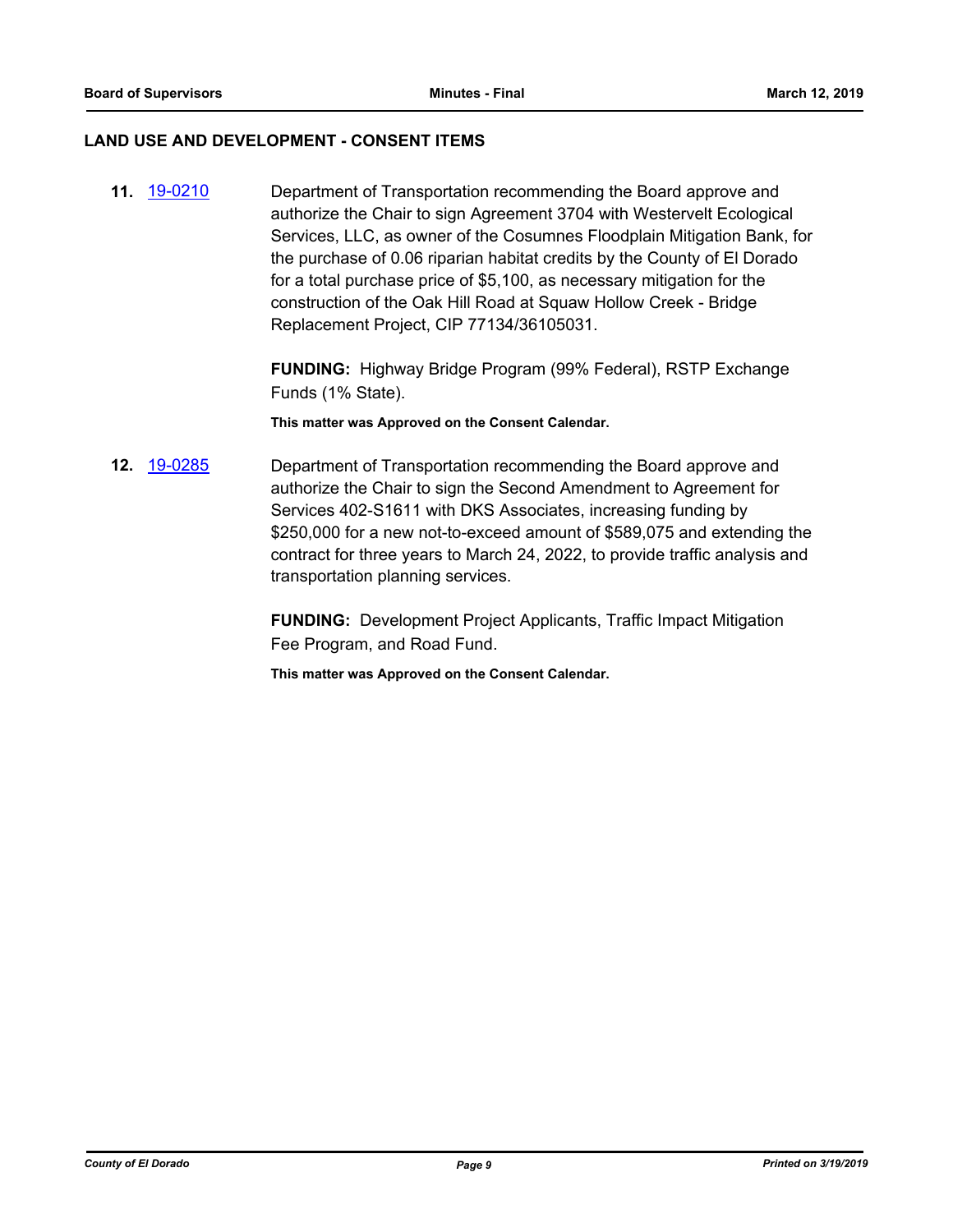## LAND USE AND DEVELOPMENT - CONSENT ITEMS

**11.** [19-0210](19-0210) Department of Transportation recommending the Board approve and authorize the Chair to sign Agreement 3704 with Westervelt Ecological Services, LLC, as owner of the Cosumnes Floodplain Mitigation Bank, for the purchase of 0.06 riparian habitat credits by the County of El Dorado for a total purchase price of $5,100, as necessary mitigation for the construction of the Oak Hill Road at Squaw Hollow Creek - Bridge Replacement Project, CIP 77134/36105031.

**FUNDING:** Highway Bridge Program (99% Federal), RSTP Exchange Funds (1% State).

**This matter was Approved on the Consent Calendar.**

**12.** [19-0285](19-0285) Department of Transportation recommending the Board approve and authorize the Chair to sign the Second Amendment to Agreement for Services 402-S1611 with DKS Associates, increasing funding by $250,000 for a new not-to-exceed amount of $589,075 and extending the contract for three years to March 24, 2022, to provide traffic analysis and transportation planning services.

**FUNDING:** Development Project Applicants, Traffic Impact Mitigation Fee Program, and Road Fund.

**This matter was Approved on the Consent Calendar.**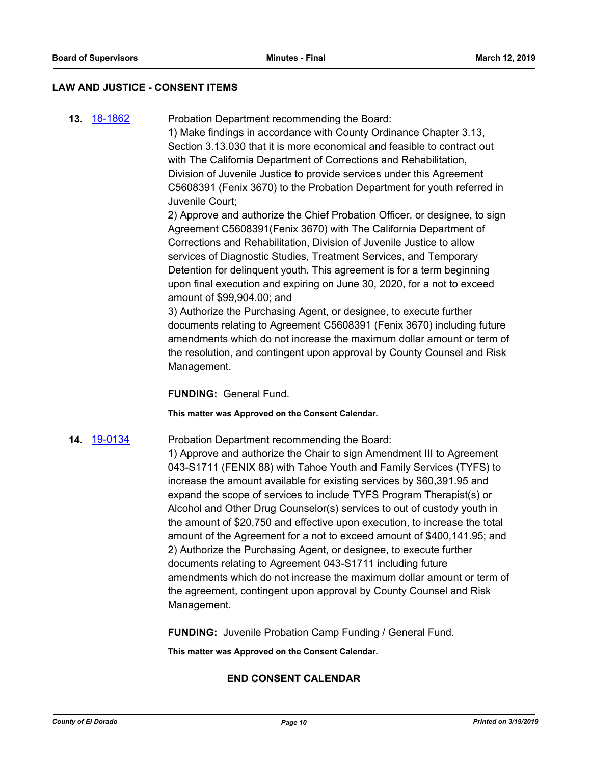## LAW AND JUSTICE - CONSENT ITEMS

**13.** 18-1862

Probation Department recommending the Board:

1) Make findings in accordance with County Ordinance Chapter 3.13, Section 3.13.030 that it is more economical and feasible to contract out with The California Department of Corrections and Rehabilitation, Division of Juvenile Justice to provide services under this Agreement C5608391 (Fenix 3670) to the Probation Department for youth referred in Juvenile Court;

2) Approve and authorize the Chief Probation Officer, or designee, to sign Agreement C5608391(Fenix 3670) with The California Department of Corrections and Rehabilitation, Division of Juvenile Justice to allow services of Diagnostic Studies, Treatment Services, and Temporary Detention for delinquent youth. This agreement is for a term beginning upon final execution and expiring on June 30, 2020, for a not to exceed amount of $99,904.00; and

3) Authorize the Purchasing Agent, or designee, to execute further documents relating to Agreement C5608391 (Fenix 3670) including future amendments which do not increase the maximum dollar amount or term of the resolution, and contingent upon approval by County Counsel and Risk Management.

**FUNDING:** General Fund.

**This matter was Approved on the Consent Calendar.**

**14.** 19-0134

Probation Department recommending the Board:

1) Approve and authorize the Chair to sign Amendment III to Agreement 043-S1711 (FENIX 88) with Tahoe Youth and Family Services (TYFS) to increase the amount available for existing services by $60,391.95 and expand the scope of services to include TYFS Program Therapist(s) or Alcohol and Other Drug Counselor(s) services to out of custody youth in the amount of $20,750 and effective upon execution, to increase the total amount of the Agreement for a not to exceed amount of $400,141.95; and

2) Authorize the Purchasing Agent, or designee, to execute further documents relating to Agreement 043-S1711 including future amendments which do not increase the maximum dollar amount or term of the agreement, contingent upon approval by County Counsel and Risk Management.

**FUNDING:** Juvenile Probation Camp Funding / General Fund.

**This matter was Approved on the Consent Calendar.**

**END CONSENT CALENDAR**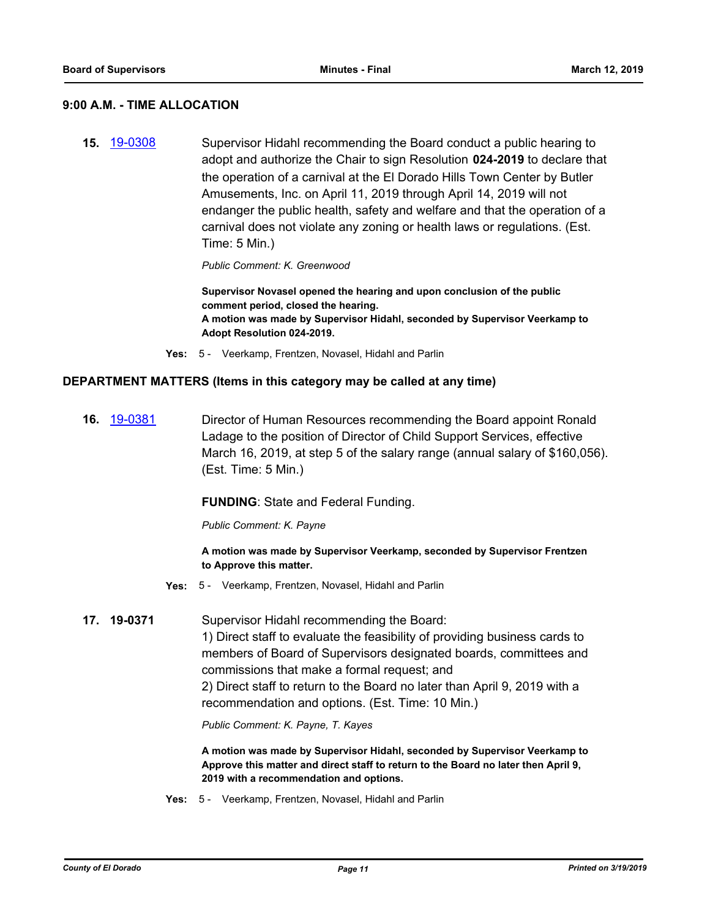## 9:00 A.M. - TIME ALLOCATION

**15.** [19-0308](19-0308)

Supervisor Hidahl recommending the Board conduct a public hearing to adopt and authorize the Chair to sign Resolution **024-2019** to declare that the operation of a carnival at the El Dorado Hills Town Center by Butler Amusements, Inc. on April 11, 2019 through April 14, 2019 will not endanger the public health, safety and welfare and that the operation of a carnival does not violate any zoning or health laws or regulations. (Est. Time: 5 Min.)

*Public Comment: K. Greenwood*

**Supervisor Novasel opened the hearing and upon conclusion of the public comment period, closed the hearing.**
**A motion was made by Supervisor Hidahl, seconded by Supervisor Veerkamp to Adopt Resolution 024-2019.**

**Yes:** 5 - Veerkamp, Frentzen, Novasel, Hidahl and Parlin

## DEPARTMENT MATTERS (Items in this category may be called at any time)

**16.** [19-0381](19-0381)

Director of Human Resources recommending the Board appoint Ronald Ladage to the position of Director of Child Support Services, effective March 16, 2019, at step 5 of the salary range (annual salary of $160,056). (Est. Time: 5 Min.)

**FUNDING**: State and Federal Funding.

*Public Comment: K. Payne*

**A motion was made by Supervisor Veerkamp, seconded by Supervisor Frentzen to Approve this matter.**

**Yes:** 5 - Veerkamp, Frentzen, Novasel, Hidahl and Parlin

**17. 19-0371**

Supervisor Hidahl recommending the Board:
1) Direct staff to evaluate the feasibility of providing business cards to members of Board of Supervisors designated boards, committees and commissions that make a formal request; and
2) Direct staff to return to the Board no later than April 9, 2019 with a recommendation and options. (Est. Time: 10 Min.)

*Public Comment: K. Payne, T. Kayes*

**A motion was made by Supervisor Hidahl, seconded by Supervisor Veerkamp to Approve this matter and direct staff to return to the Board no later then April 9, 2019 with a recommendation and options.**

**Yes:** 5 - Veerkamp, Frentzen, Novasel, Hidahl and Parlin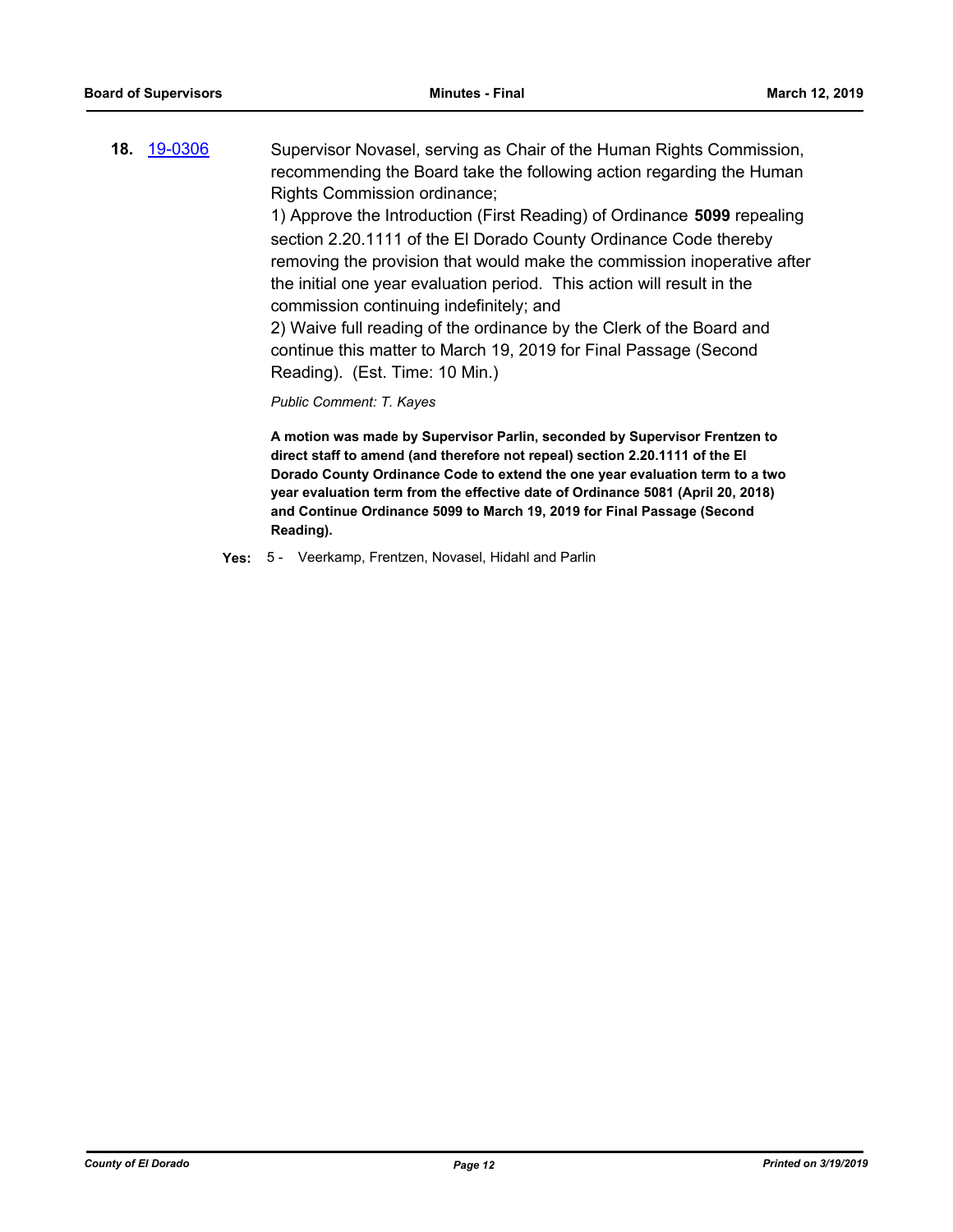**18.** [19-0306](19-0306)

Supervisor Novasel, serving as Chair of the Human Rights Commission, recommending the Board take the following action regarding the Human Rights Commission ordinance;

1) Approve the Introduction (First Reading) of Ordinance **5099** repealing section 2.20.1111 of the El Dorado County Ordinance Code thereby removing the provision that would make the commission inoperative after the initial one year evaluation period. This action will result in the commission continuing indefinitely; and

2) Waive full reading of the ordinance by the Clerk of the Board and continue this matter to March 19, 2019 for Final Passage (Second Reading). (Est. Time: 10 Min.)

*Public Comment: T. Kayes*

**A motion was made by Supervisor Parlin, seconded by Supervisor Frentzen to direct staff to amend (and therefore not repeal) section 2.20.1111 of the El Dorado County Ordinance Code to extend the one year evaluation term to a two year evaluation term from the effective date of Ordinance 5081 (April 20, 2018) and Continue Ordinance 5099 to March 19, 2019 for Final Passage (Second Reading).**

**Yes:** 5 - Veerkamp, Frentzen, Novasel, Hidahl and Parlin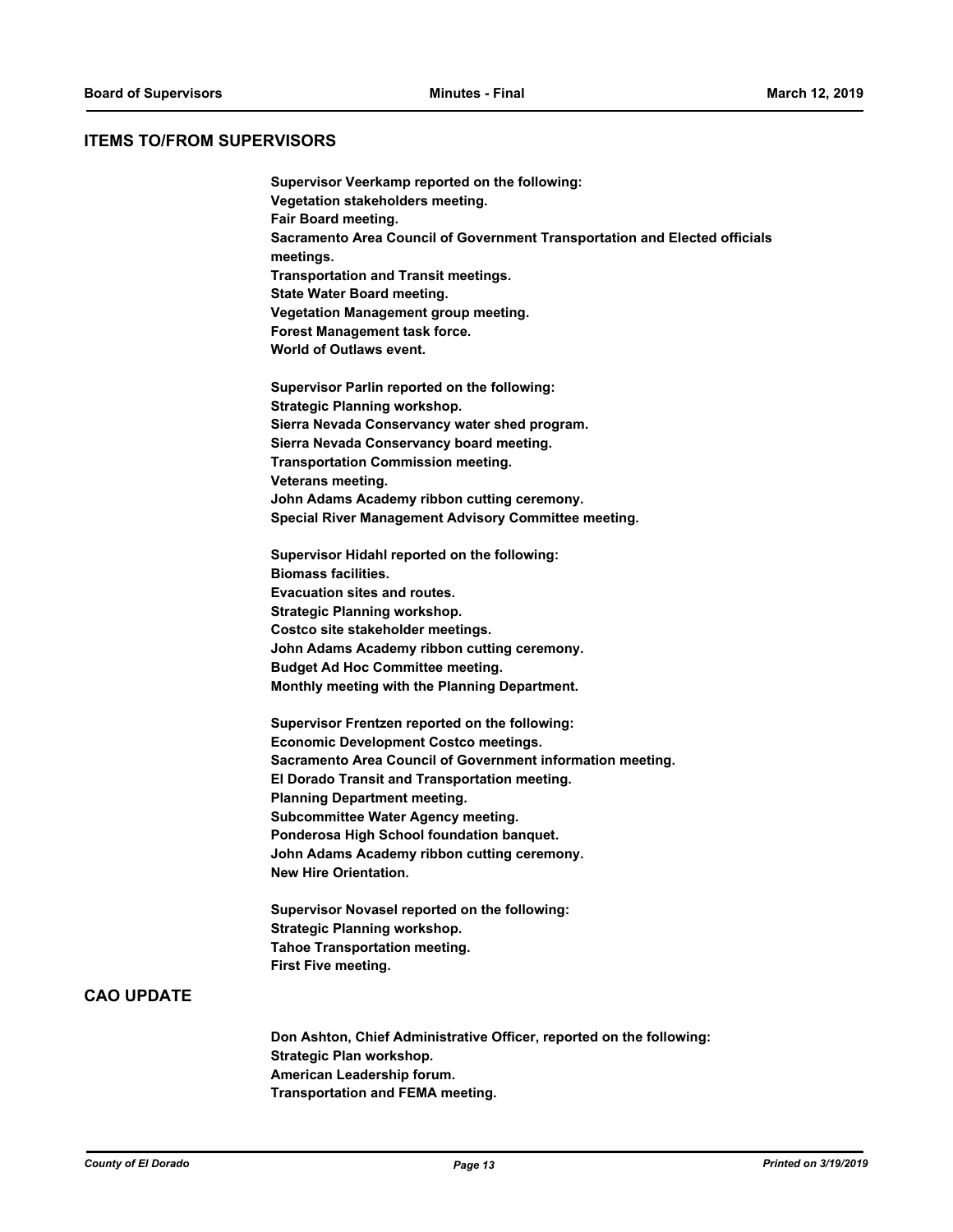## ITEMS TO/FROM SUPERVISORS

**Supervisor Veerkamp reported on the following:**
**Vegetation stakeholders meeting.**
**Fair Board meeting.**
**Sacramento Area Council of Government Transportation and Elected officials meetings.**
**Transportation and Transit meetings.**
**State Water Board meeting.**
**Vegetation Management group meeting.**
**Forest Management task force.**
**World of Outlaws event.**

**Supervisor Parlin reported on the following:**
**Strategic Planning workshop.**
**Sierra Nevada Conservancy water shed program.**
**Sierra Nevada Conservancy board meeting.**
**Transportation Commission meeting.**
**Veterans meeting.**
**John Adams Academy ribbon cutting ceremony.**
**Special River Management Advisory Committee meeting.**

**Supervisor Hidahl reported on the following:**
**Biomass facilities.**
**Evacuation sites and routes.**
**Strategic Planning workshop.**
**Costco site stakeholder meetings.**
**John Adams Academy ribbon cutting ceremony.**
**Budget Ad Hoc Committee meeting.**
**Monthly meeting with the Planning Department.**

**Supervisor Frentzen reported on the following:**
**Economic Development Costco meetings.**
**Sacramento Area Council of Government information meeting.**
**El Dorado Transit and Transportation meeting.**
**Planning Department meeting.**
**Subcommittee Water Agency meeting.**
**Ponderosa High School foundation banquet.**
**John Adams Academy ribbon cutting ceremony.**
**New Hire Orientation.**

**Supervisor Novasel reported on the following:**
**Strategic Planning workshop.**
**Tahoe Transportation meeting.**
**First Five meeting.**

## CAO UPDATE

**Don Ashton, Chief Administrative Officer, reported on the following:**
**Strategic Plan workshop.**
**American Leadership forum.**
**Transportation and FEMA meeting.**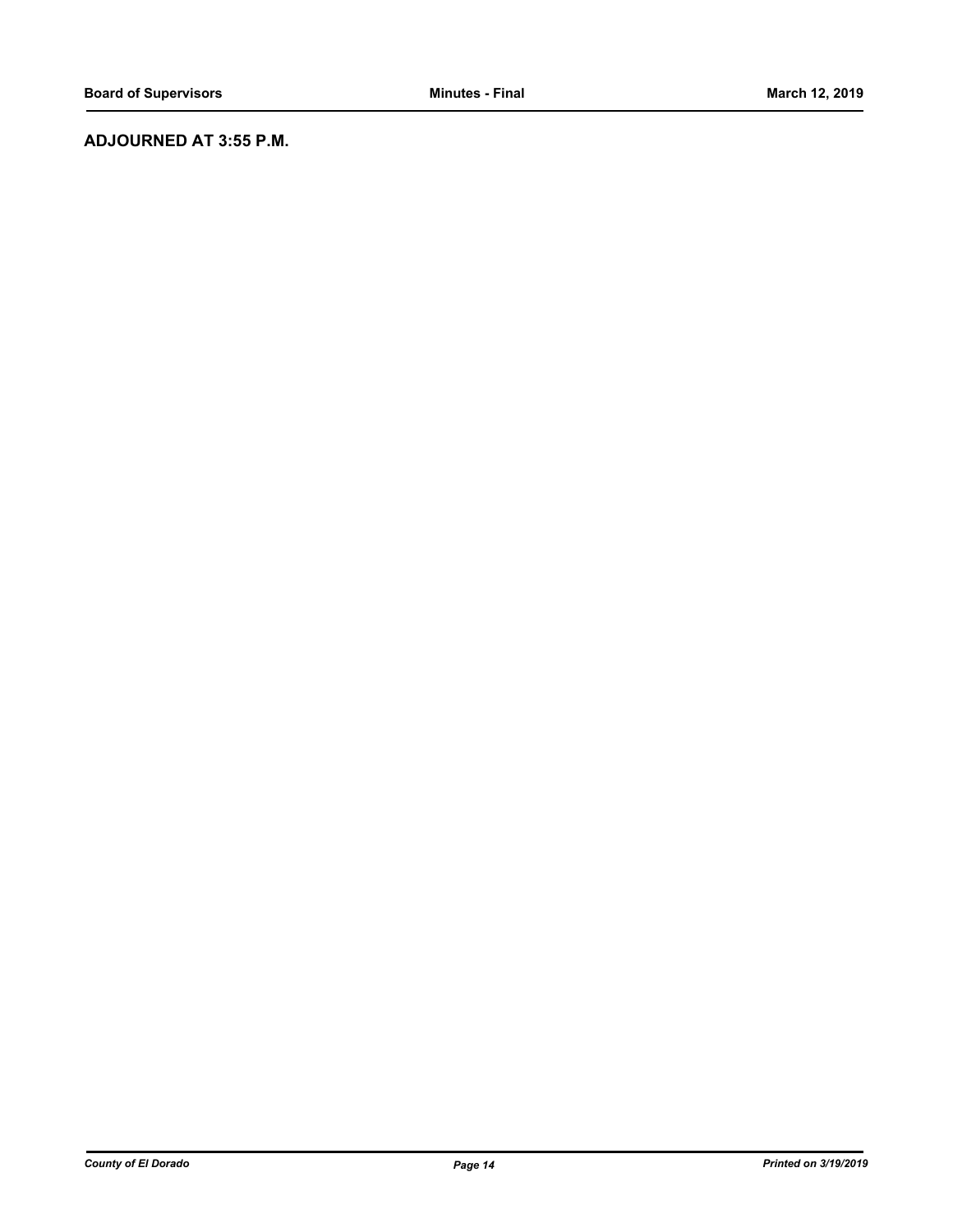**ADJOURNED AT 3:55 P.M.**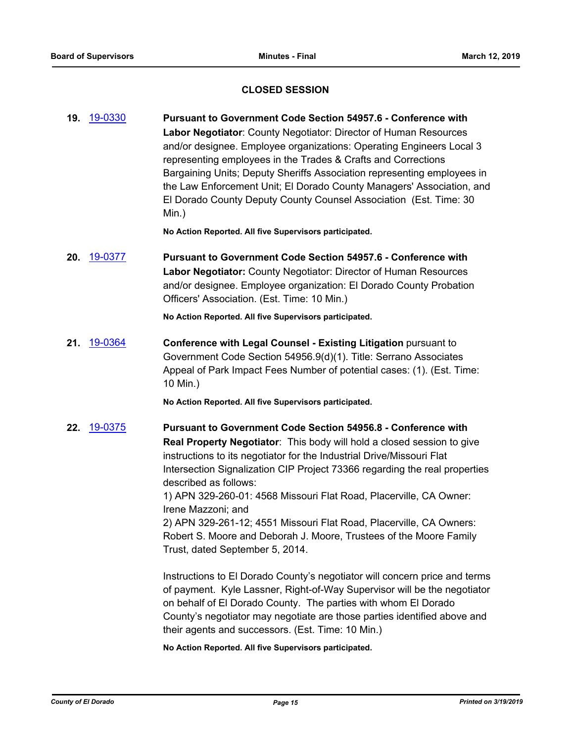## CLOSED SESSION

**19.** [19-0330](19-0330) **Pursuant to Government Code Section 54957.6 - Conference with Labor Negotiator**: County Negotiator: Director of Human Resources and/or designee. Employee organizations: Operating Engineers Local 3 representing employees in the Trades & Crafts and Corrections Bargaining Units; Deputy Sheriffs Association representing employees in the Law Enforcement Unit; El Dorado County Managers' Association, and El Dorado County Deputy County Counsel Association (Est. Time: 30 Min.)

**No Action Reported. All five Supervisors participated.**

**20.** [19-0377](19-0377) **Pursuant to Government Code Section 54957.6 - Conference with Labor Negotiator:** County Negotiator: Director of Human Resources and/or designee. Employee organization: El Dorado County Probation Officers' Association. (Est. Time: 10 Min.)

**No Action Reported. All five Supervisors participated.**

**21.** [19-0364](19-0364) **Conference with Legal Counsel - Existing Litigation** pursuant to Government Code Section 54956.9(d)(1). Title: Serrano Associates Appeal of Park Impact Fees Number of potential cases: (1). (Est. Time: 10 Min.)

**No Action Reported. All five Supervisors participated.**

**22.** [19-0375](19-0375) **Pursuant to Government Code Section 54956.8 - Conference with Real Property Negotiator**: This body will hold a closed session to give instructions to its negotiator for the Industrial Drive/Missouri Flat Intersection Signalization CIP Project 73366 regarding the real properties described as follows:
1) APN 329-260-01: 4568 Missouri Flat Road, Placerville, CA Owner: Irene Mazzoni; and
2) APN 329-261-12; 4551 Missouri Flat Road, Placerville, CA Owners: Robert S. Moore and Deborah J. Moore, Trustees of the Moore Family Trust, dated September 5, 2014.

Instructions to El Dorado County's negotiator will concern price and terms of payment. Kyle Lassner, Right-of-Way Supervisor will be the negotiator on behalf of El Dorado County. The parties with whom El Dorado County's negotiator may negotiate are those parties identified above and their agents and successors. (Est. Time: 10 Min.)

**No Action Reported. All five Supervisors participated.**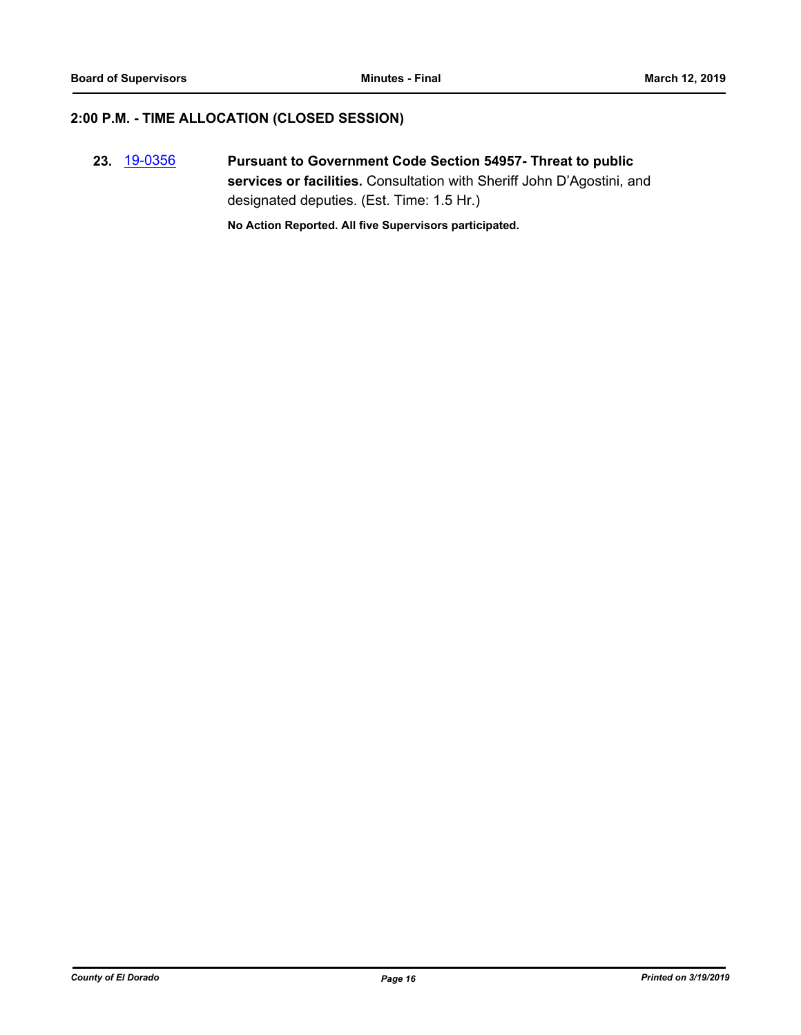## 2:00 P.M. - TIME ALLOCATION (CLOSED SESSION)

**23.** [19-0356](19-0356) **Pursuant to Government Code Section 54957- Threat to public services or facilities.** Consultation with Sheriff John D'Agostini, and designated deputies. (Est. Time: 1.5 Hr.)

**No Action Reported. All five Supervisors participated.**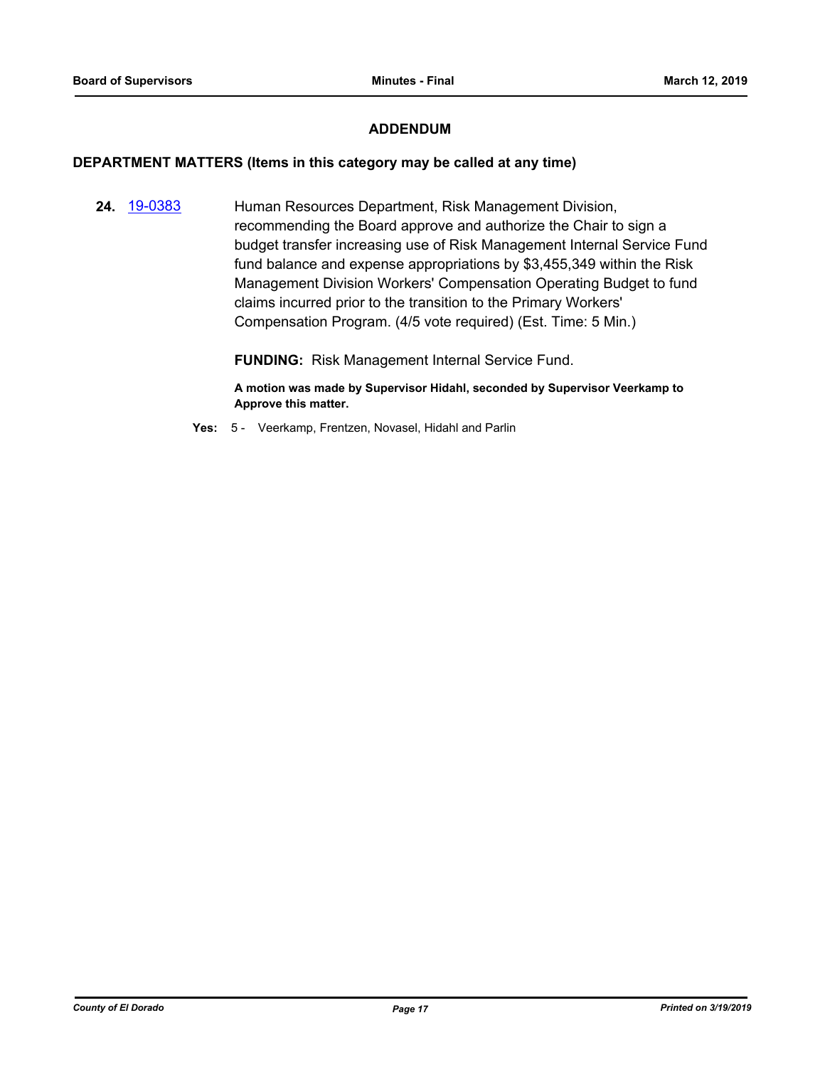## ADDENDUM

### DEPARTMENT MATTERS (Items in this category may be called at any time)

**24.** 19-0383 Human Resources Department, Risk Management Division, recommending the Board approve and authorize the Chair to sign a budget transfer increasing use of Risk Management Internal Service Fund fund balance and expense appropriations by $3,455,349 within the Risk Management Division Workers' Compensation Operating Budget to fund claims incurred prior to the transition to the Primary Workers' Compensation Program. (4/5 vote required) (Est. Time: 5 Min.)

**FUNDING:** Risk Management Internal Service Fund.

**A motion was made by Supervisor Hidahl, seconded by Supervisor Veerkamp to Approve this matter.**

**Yes:** 5 - Veerkamp, Frentzen, Novasel, Hidahl and Parlin